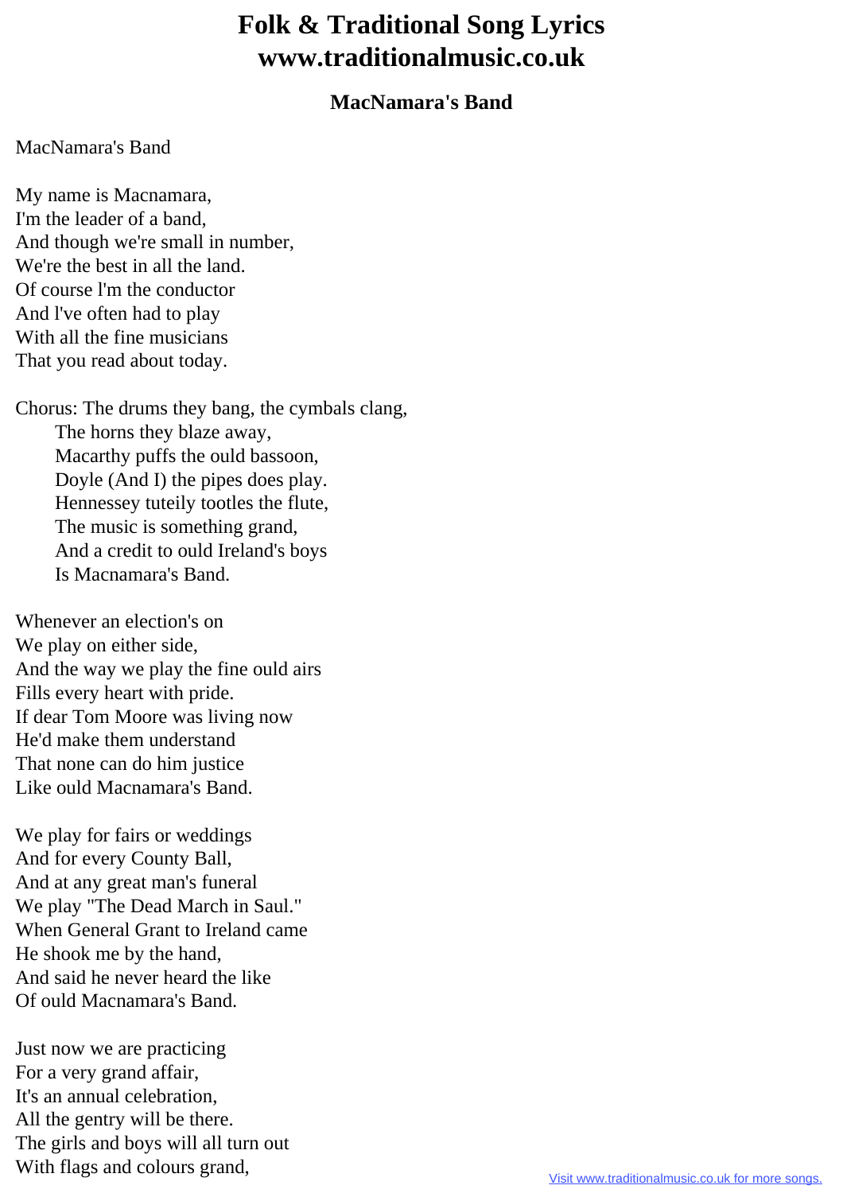# Folk & Traditional Song Lyrics
# www.traditionalmusic.co.uk

### MacNamara's Band

MacNamara's Band

My name is Macnamara,
I'm the leader of a band,
And though we're small in number,
We're the best in all the land.
Of course l'm the conductor
And l've often had to play
With all the fine musicians
That you read about today.

Chorus: The drums they bang, the cymbals clang,
The horns they blaze away,
Macarthy puffs the ould bassoon,
Doyle (And I) the pipes does play.
Hennessey tuteily tootles the flute,
The music is something grand,
And a credit to ould Ireland's boys
Is Macnamara's Band.

Whenever an election's on
We play on either side,
And the way we play the fine ould airs
Fills every heart with pride.
If dear Tom Moore was living now
He'd make them understand
That none can do him justice
Like ould Macnamara's Band.

We play for fairs or weddings
And for every County Ball,
And at any great man's funeral
We play "The Dead March in Saul."
When General Grant to Ireland came
He shook me by the hand,
And said he never heard the like
Of ould Macnamara's Band.

Just now we are practicing
For a very grand affair,
It's an annual celebration,
All the gentry will be there.
The girls and boys will all turn out
With flags and colours grand,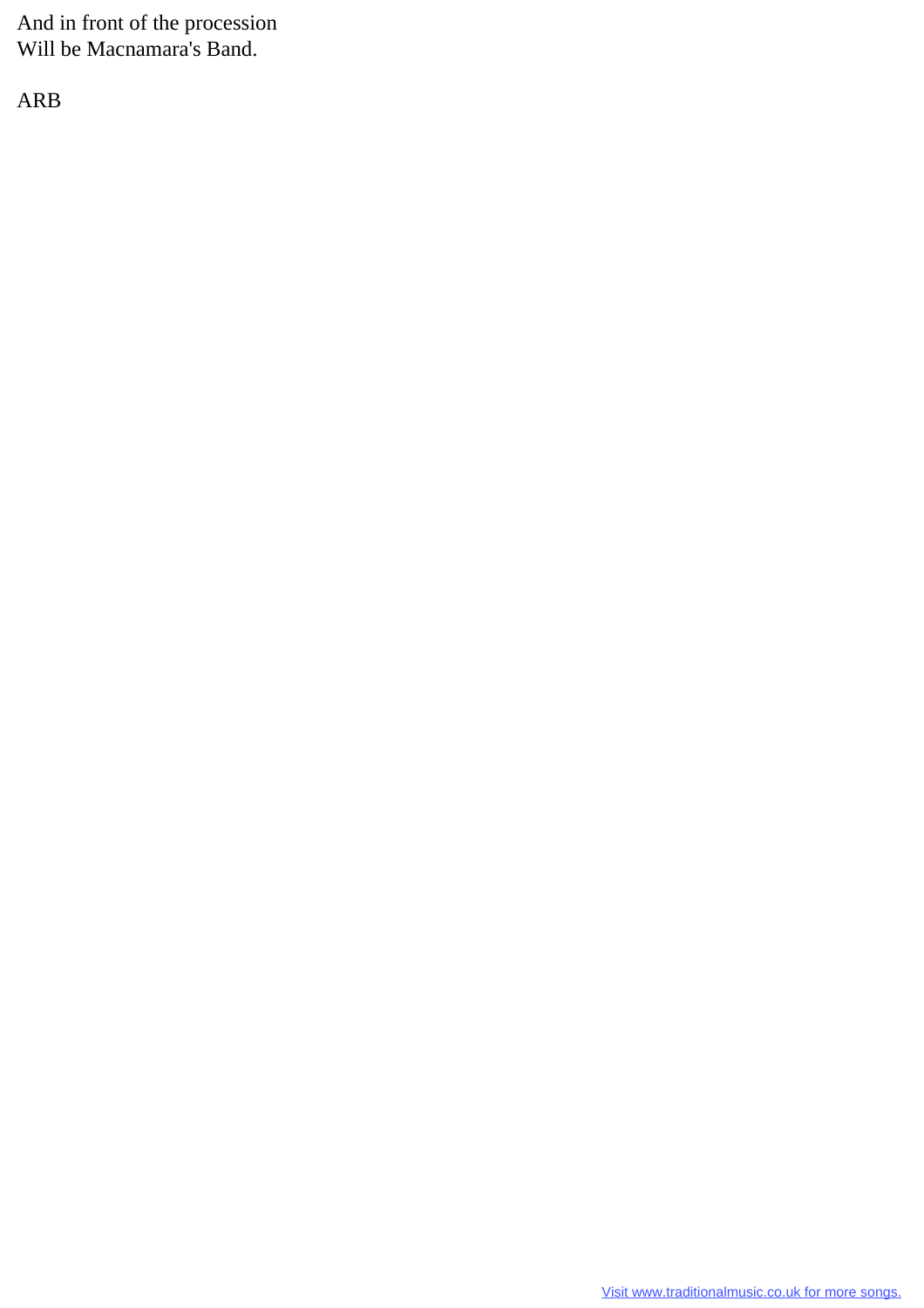And in front of the procession
Will be Macnamara's Band.

ARB